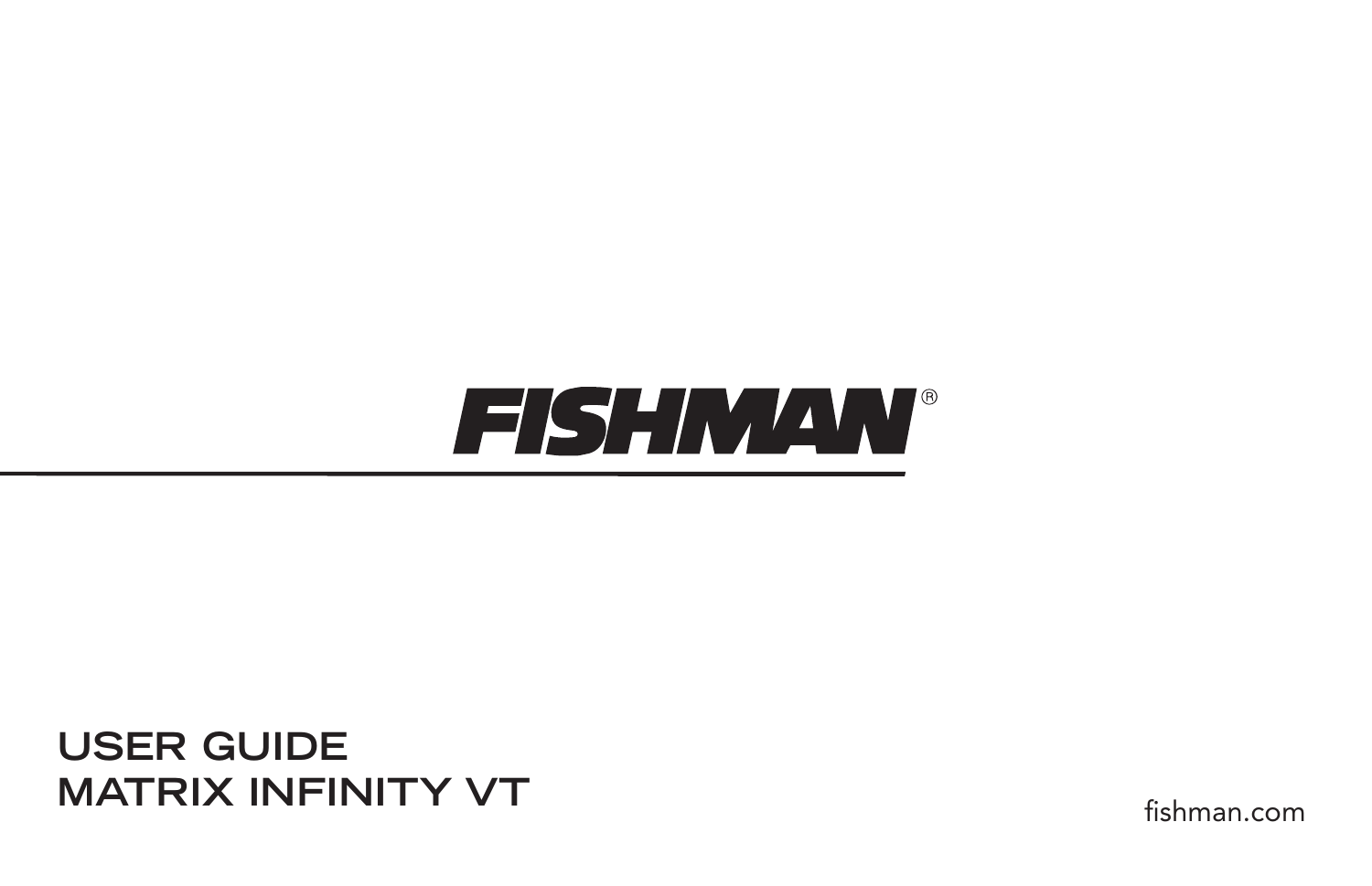# FISHMAN®

## USER GUIDE
## MATRIX INFINITY VT

fishman.com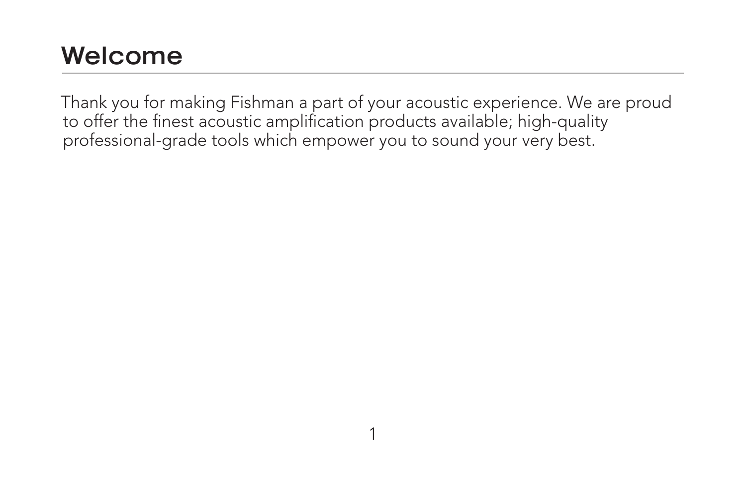# Welcome

Thank you for making Fishman a part of your acoustic experience. We are proud to offer the finest acoustic amplification products available; high-quality professional-grade tools which empower you to sound your very best.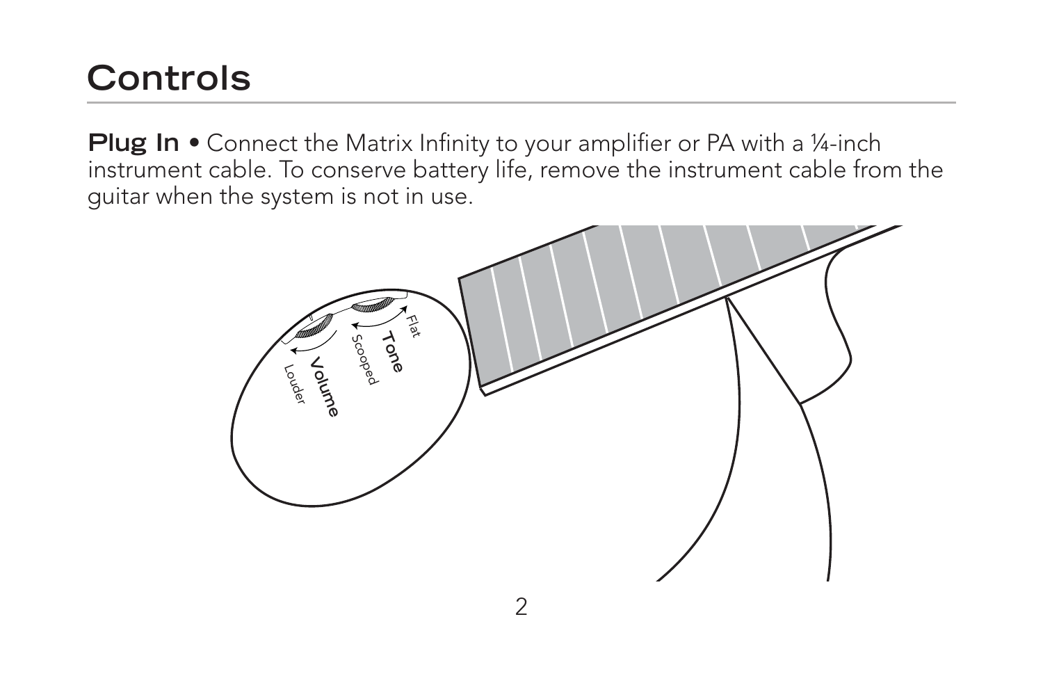# Controls

**Plug In** • Connect the Matrix Infinity to your amplifier or PA with a ¼-inch instrument cable. To conserve battery life, remove the instrument cable from the guitar when the system is not in use.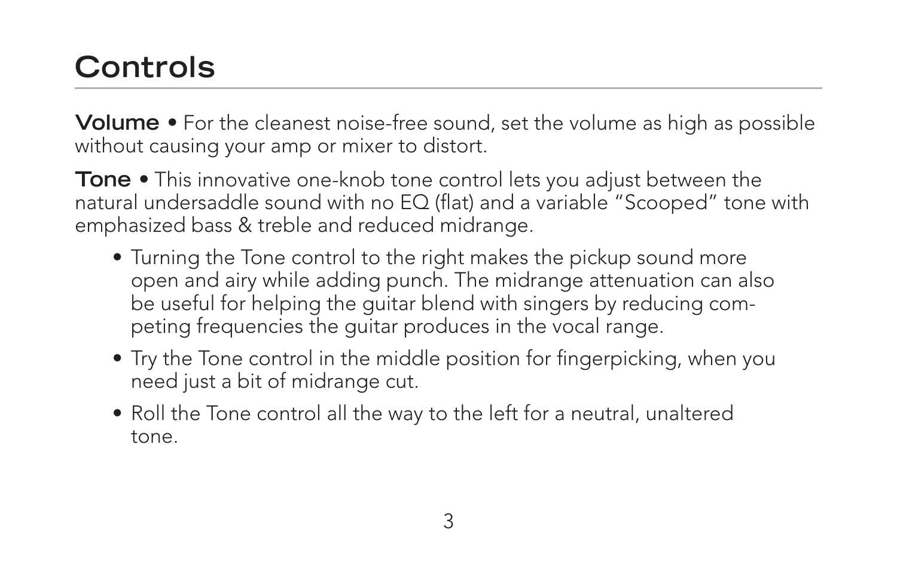# Controls

**Volume** • For the cleanest noise-free sound, set the volume as high as possible without causing your amp or mixer to distort.

**Tone** • This innovative one-knob tone control lets you adjust between the natural undersaddle sound with no EQ (flat) and a variable "Scooped" tone with emphasized bass & treble and reduced midrange.

- Turning the Tone control to the right makes the pickup sound more open and airy while adding punch. The midrange attenuation can also be useful for helping the guitar blend with singers by reducing competing frequencies the guitar produces in the vocal range.
- Try the Tone control in the middle position for fingerpicking, when you need just a bit of midrange cut.
- Roll the Tone control all the way to the left for a neutral, unaltered tone.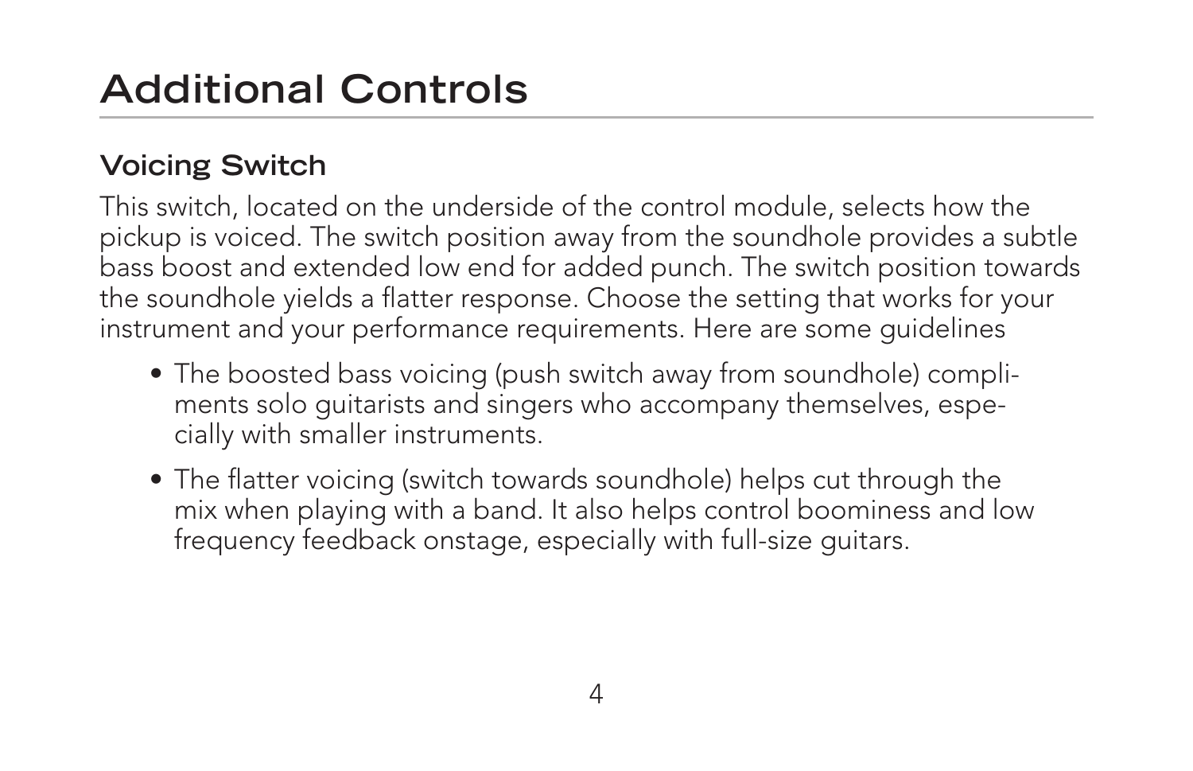# Additional Controls

## Voicing Switch

This switch, located on the underside of the control module, selects how the pickup is voiced. The switch position away from the soundhole provides a subtle bass boost and extended low end for added punch. The switch position towards the soundhole yields a flatter response. Choose the setting that works for your instrument and your performance requirements. Here are some guidelines

- The boosted bass voicing (push switch away from soundhole) compliments solo guitarists and singers who accompany themselves, especially with smaller instruments.
- The flatter voicing (switch towards soundhole) helps cut through the mix when playing with a band. It also helps control boominess and low frequency feedback onstage, especially with full-size guitars.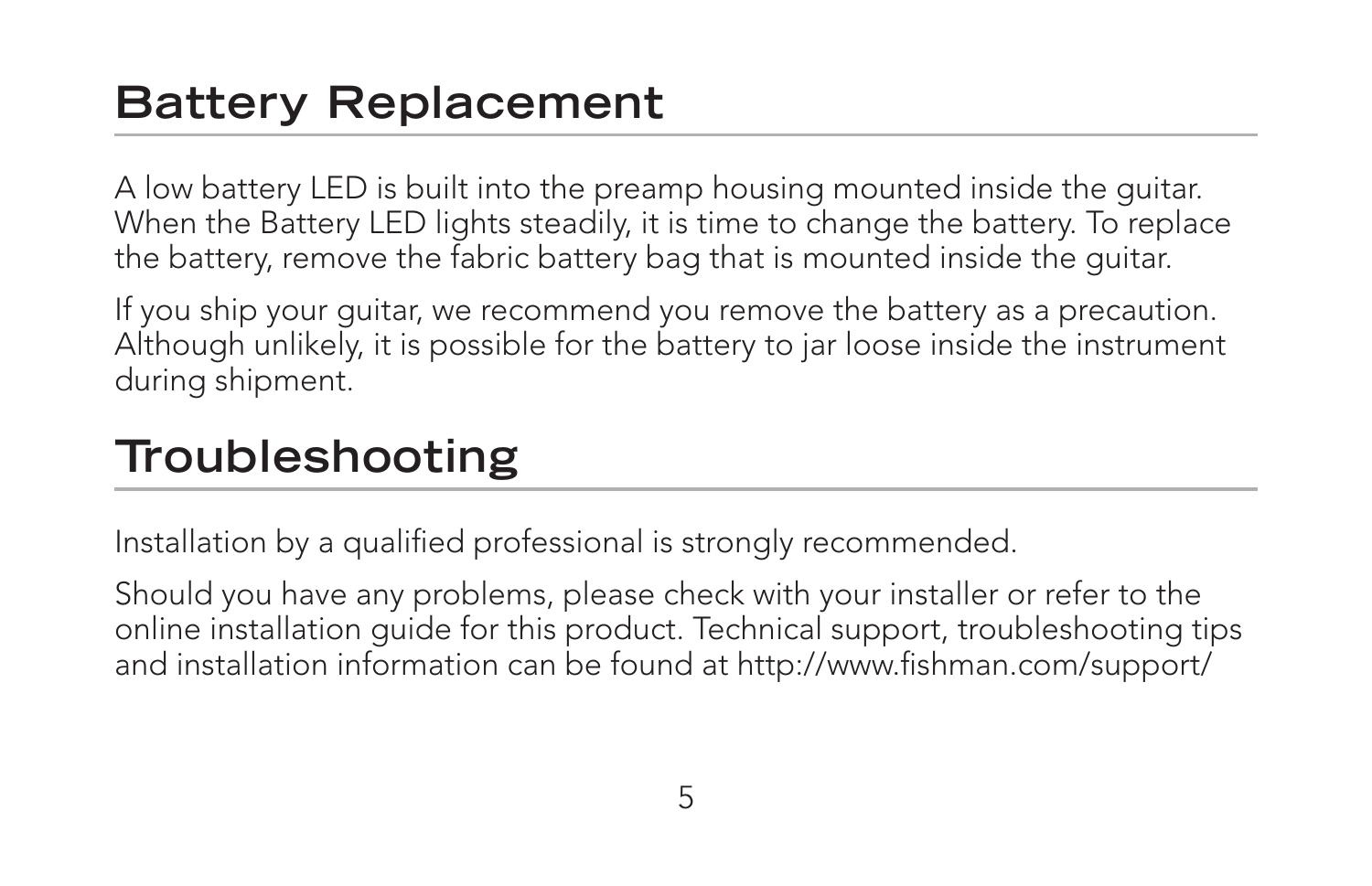## Battery Replacement

A low battery LED is built into the preamp housing mounted inside the guitar. When the Battery LED lights steadily, it is time to change the battery. To replace the battery, remove the fabric battery bag that is mounted inside the guitar.

If you ship your guitar, we recommend you remove the battery as a precaution. Although unlikely, it is possible for the battery to jar loose inside the instrument during shipment.

## Troubleshooting

Installation by a qualified professional is strongly recommended.

Should you have any problems, please check with your installer or refer to the online installation guide for this product. Technical support, troubleshooting tips and installation information can be found at http://www.fishman.com/support/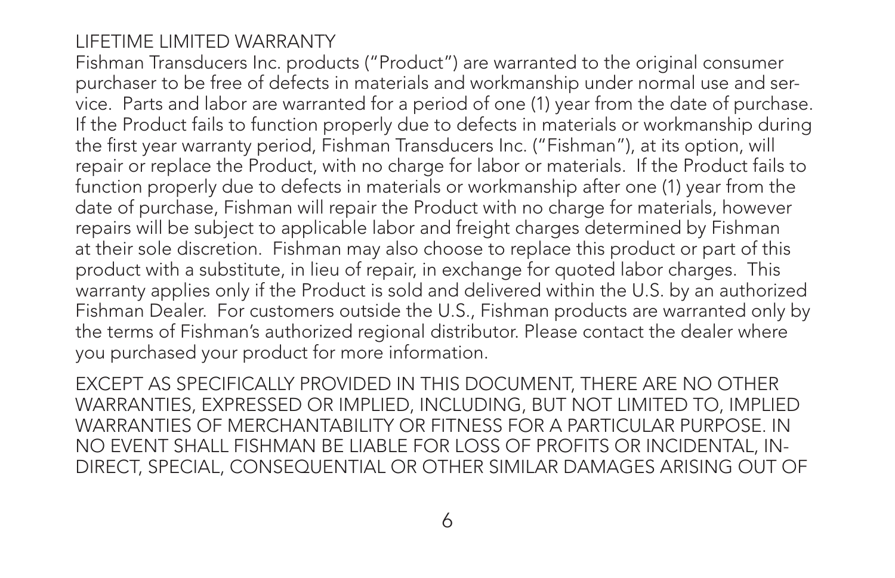## LIFETIME LIMITED WARRANTY

Fishman Transducers Inc. products ("Product") are warranted to the original consumer purchaser to be free of defects in materials and workmanship under normal use and service. Parts and labor are warranted for a period of one (1) year from the date of purchase. If the Product fails to function properly due to defects in materials or workmanship during the first year warranty period, Fishman Transducers Inc. ("Fishman"), at its option, will repair or replace the Product, with no charge for labor or materials. If the Product fails to function properly due to defects in materials or workmanship after one (1) year from the date of purchase, Fishman will repair the Product with no charge for materials, however repairs will be subject to applicable labor and freight charges determined by Fishman at their sole discretion. Fishman may also choose to replace this product or part of this product with a substitute, in lieu of repair, in exchange for quoted labor charges. This warranty applies only if the Product is sold and delivered within the U.S. by an authorized Fishman Dealer. For customers outside the U.S., Fishman products are warranted only by the terms of Fishman's authorized regional distributor. Please contact the dealer where you purchased your product for more information.

EXCEPT AS SPECIFICALLY PROVIDED IN THIS DOCUMENT, THERE ARE NO OTHER WARRANTIES, EXPRESSED OR IMPLIED, INCLUDING, BUT NOT LIMITED TO, IMPLIED WARRANTIES OF MERCHANTABILITY OR FITNESS FOR A PARTICULAR PURPOSE. IN NO EVENT SHALL FISHMAN BE LIABLE FOR LOSS OF PROFITS OR INCIDENTAL, INDIRECT, SPECIAL, CONSEQUENTIAL OR OTHER SIMILAR DAMAGES ARISING OUT OF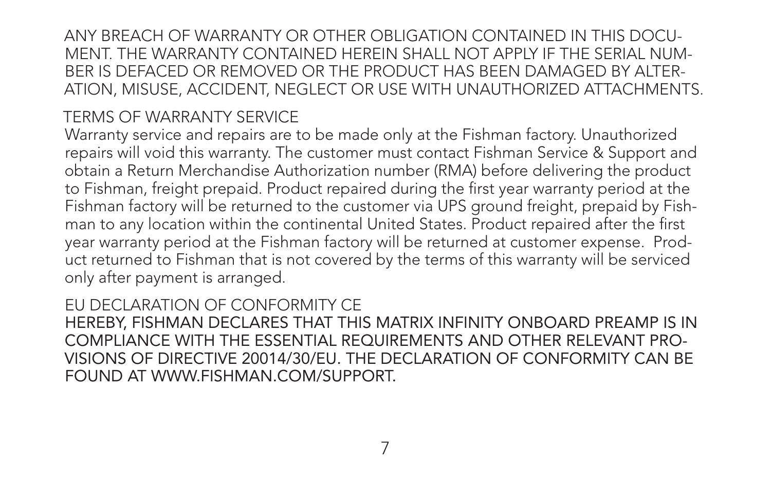ANY BREACH OF WARRANTY OR OTHER OBLIGATION CONTAINED IN THIS DOCUMENT. THE WARRANTY CONTAINED HEREIN SHALL NOT APPLY IF THE SERIAL NUMBER IS DEFACED OR REMOVED OR THE PRODUCT HAS BEEN DAMAGED BY ALTERATION, MISUSE, ACCIDENT, NEGLECT OR USE WITH UNAUTHORIZED ATTACHMENTS.

## TERMS OF WARRANTY SERVICE

Warranty service and repairs are to be made only at the Fishman factory. Unauthorized repairs will void this warranty. The customer must contact Fishman Service & Support and obtain a Return Merchandise Authorization number (RMA) before delivering the product to Fishman, freight prepaid. Product repaired during the first year warranty period at the Fishman factory will be returned to the customer via UPS ground freight, prepaid by Fishman to any location within the continental United States. Product repaired after the first year warranty period at the Fishman factory will be returned at customer expense. Product returned to Fishman that is not covered by the terms of this warranty will be serviced only after payment is arranged.

## EU DECLARATION OF CONFORMITY CE

HEREBY, FISHMAN DECLARES THAT THIS MATRIX INFINITY ONBOARD PREAMP IS IN COMPLIANCE WITH THE ESSENTIAL REQUIREMENTS AND OTHER RELEVANT PROVISIONS OF DIRECTIVE 20014/30/EU. THE DECLARATION OF CONFORMITY CAN BE FOUND AT WWW.FISHMAN.COM/SUPPORT.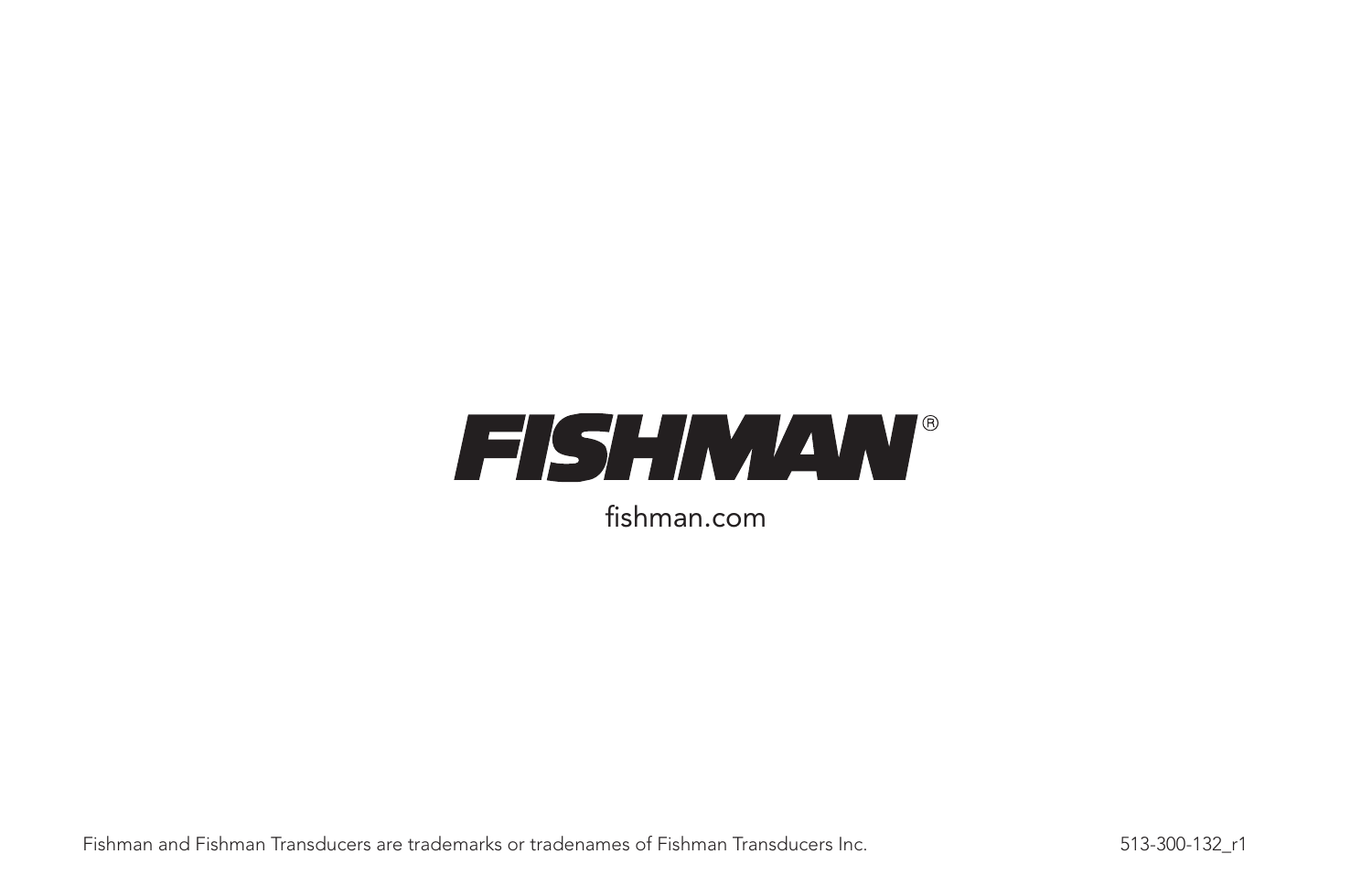FISHMAN®

fishman.com

Fishman and Fishman Transducers are trademarks or tradenames of Fishman Transducers Inc.

513-300-132_r1